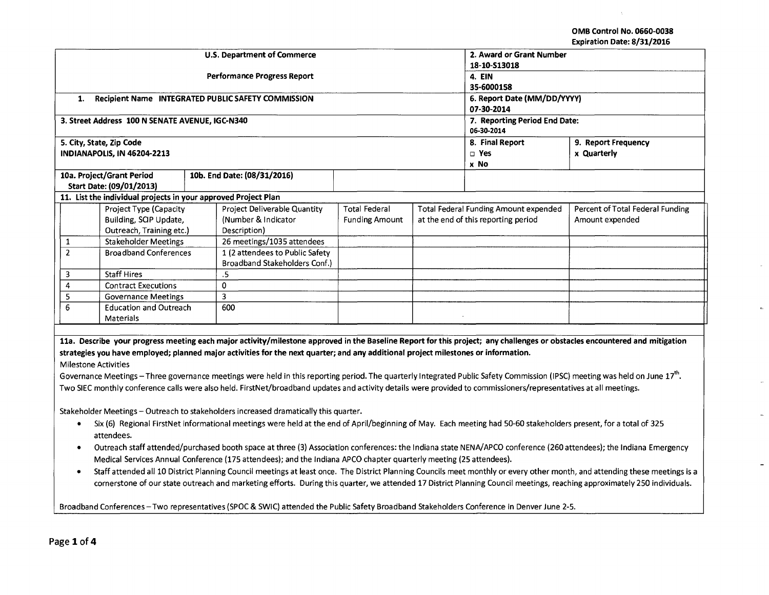OMB Control No. 0660-0038
Expiration Date: 8/31/2016

| U.S. Department of Commerce | | 2. Award or Grant Number | |
|---|---|---|---|
| | | 18-10-S13018 | |
| Performance Progress Report | | 4. EIN | |
| | | 35-6000158 | |
| 1. Recipient Name INTEGRATED PUBLIC SAFETY COMMISSION | | 6. Report Date (MM/DD/YYYY) | |
| | | 07-30-2014 | |
| 3. Street Address 100 N SENATE AVENUE, IGC-N340 | | 7. Reporting Period End Date: | |
| | | 06-30-2014 | |
| 5. City, State, Zip Code | | 8. Final Report | 9. Report Frequency |
| INDIANAPOLIS, IN 46204-2213 | | □ Yes<br>x No | x Quarterly |
| 10a. Project/Grant Period Start Date: (09/01/2013) | 10b. End Date: (08/31/2016) | | |

11. List the individual projects in your approved Project Plan

| | Project Type (Capacity Building, SCIP Update, Outreach, Training etc.) | Project Deliverable Quantity (Number & Indicator Description) | Total Federal Funding Amount | Total Federal Funding Amount expended at the end of this reporting period | Percent of Total Federal Funding Amount expended |
|---|---|---|---|---|---|
| 1 | Stakeholder Meetings | 26 meetings/1035 attendees | | | |
| 2 | Broadband Conferences | 1 (2 attendees to Public Safety Broadband Stakeholders Conf.) | | | |
| 3 | Staff Hires | .5 | | | |
| 4 | Contract Executions | 0 | | | |
| 5 | Governance Meetings | 3 | | | |
| 6 | Education and Outreach Materials | 600 | | | |

**11a. Describe your progress meeting each major activity/milestone approved in the Baseline Report for this project; any challenges or obstacles encountered and mitigation strategies you have employed; planned major activities for the next quarter; and any additional project milestones or information.**

Milestone Activities

Governance Meetings – Three governance meetings were held in this reporting period. The quarterly Integrated Public Safety Commission (IPSC) meeting was held on June 17th. Two SIEC monthly conference calls were also held. FirstNet/broadband updates and activity details were provided to commissioners/representatives at all meetings.

Stakeholder Meetings – Outreach to stakeholders increased dramatically this quarter.

- Six (6) Regional FirstNet informational meetings were held at the end of April/beginning of May. Each meeting had 50-60 stakeholders present, for a total of 325 attendees.
- Outreach staff attended/purchased booth space at three (3) Association conferences: the Indiana state NENA/APCO conference (260 attendees); the Indiana Emergency Medical Services Annual Conference (175 attendees); and the Indiana APCO chapter quarterly meeting (25 attendees).
- Staff attended all 10 District Planning Council meetings at least once. The District Planning Councils meet monthly or every other month, and attending these meetings is a cornerstone of our state outreach and marketing efforts. During this quarter, we attended 17 District Planning Council meetings, reaching approximately 250 individuals.

Broadband Conferences – Two representatives (SPOC & SWIC) attended the Public Safety Broadband Stakeholders Conference in Denver June 2-5.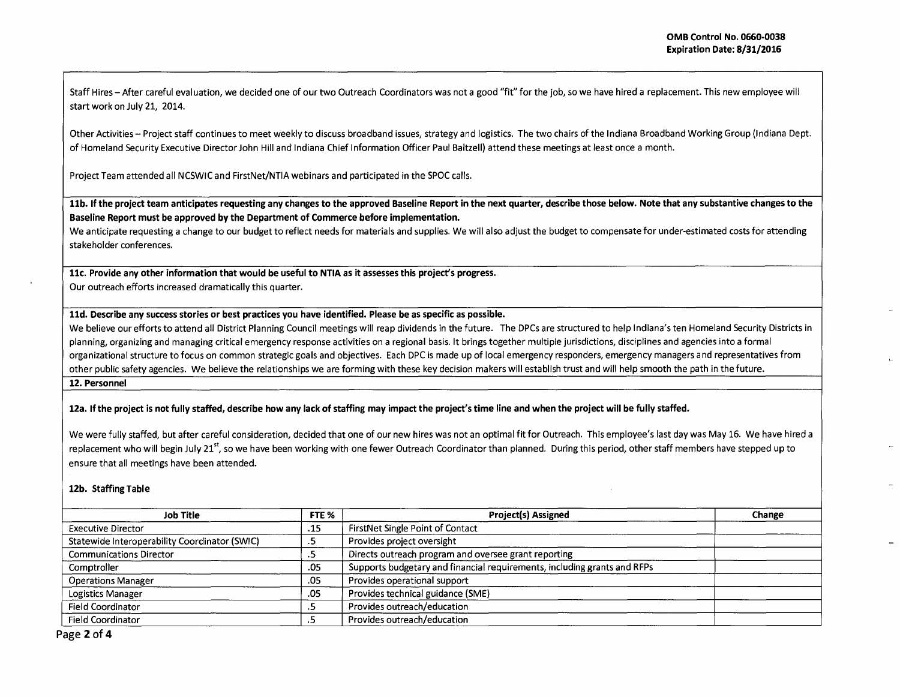Staff Hires – After careful evaluation, we decided one of our two Outreach Coordinators was not a good "fit" for the job, so we have hired a replacement. This new employee will start work on July 21, 2014.

Other Activities – Project staff continues to meet weekly to discuss broadband issues, strategy and logistics. The two chairs of the Indiana Broadband Working Group (Indiana Dept. of Homeland Security Executive Director John Hill and Indiana Chief Information Officer Paul Baltzell) attend these meetings at least once a month.

Project Team attended all NCSWIC and FirstNet/NTIA webinars and participated in the SPOC calls.

**11b. If the project team anticipates requesting any changes to the approved Baseline Report in the next quarter, describe those below. Note that any substantive changes to the Baseline Report must be approved by the Department of Commerce before implementation.**

We anticipate requesting a change to our budget to reflect needs for materials and supplies. We will also adjust the budget to compensate for under-estimated costs for attending stakeholder conferences.

**11c. Provide any other information that would be useful to NTIA as it assesses this project's progress.**

Our outreach efforts increased dramatically this quarter.

**11d. Describe any success stories or best practices you have identified. Please be as specific as possible.**

We believe our efforts to attend all District Planning Council meetings will reap dividends in the future. The DPCs are structured to help Indiana's ten Homeland Security Districts in planning, organizing and managing critical emergency response activities on a regional basis. It brings together multiple jurisdictions, disciplines and agencies into a formal organizational structure to focus on common strategic goals and objectives. Each DPC is made up of local emergency responders, emergency managers and representatives from other public safety agencies. We believe the relationships we are forming with these key decision makers will establish trust and will help smooth the path in the future.

**12. Personnel**

**12a. If the project is not fully staffed, describe how any lack of staffing may impact the project's time line and when the project will be fully staffed.**

We were fully staffed, but after careful consideration, decided that one of our new hires was not an optimal fit for Outreach. This employee's last day was May 16. We have hired a replacement who will begin July 21st, so we have been working with one fewer Outreach Coordinator than planned. During this period, other staff members have stepped up to ensure that all meetings have been attended.

**12b. Staffing Table**

| Job Title | FTE % | Project(s) Assigned | Change |
|---|---|---|---|
| Executive Director | .15 | FirstNet Single Point of Contact | |
| Statewide Interoperability Coordinator (SWIC) | .5 | Provides project oversight | |
| Communications Director | .5 | Directs outreach program and oversee grant reporting | |
| Comptroller | .05 | Supports budgetary and financial requirements, including grants and RFPs | |
| Operations Manager | .05 | Provides operational support | |
| Logistics Manager | .05 | Provides technical guidance (SME) | |
| Field Coordinator | .5 | Provides outreach/education | |
| Field Coordinator | .5 | Provides outreach/education | |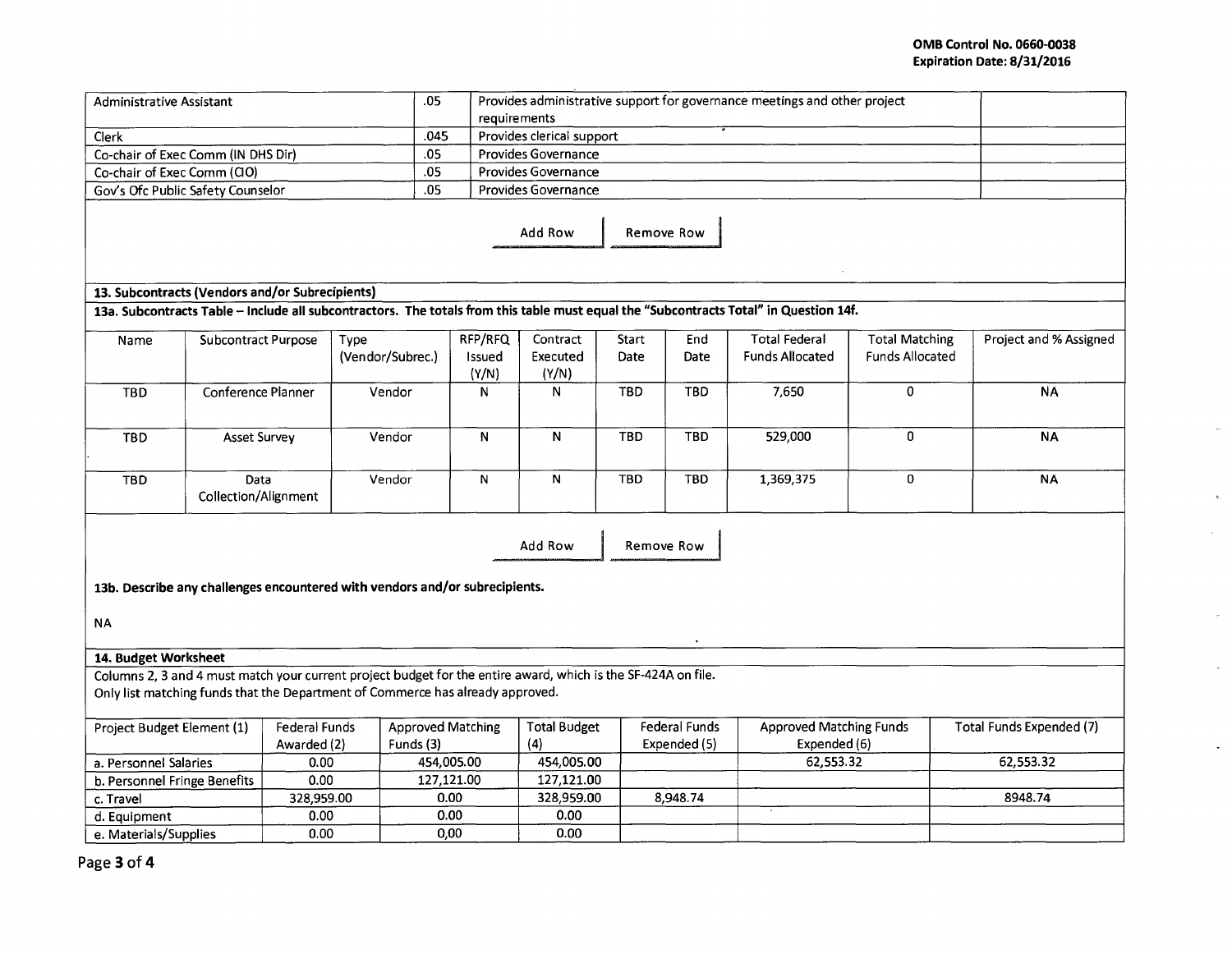OMB Control No. 0660-0038
Expiration Date: 8/31/2016

| Administrative Assistant | .05 | Provides administrative support for governance meetings and other project requirements | |
|---|---|---|---|
| Clerk | .045 | Provides clerical support | |
| Co-chair of Exec Comm (IN DHS Dir) | .05 | Provides Governance | |
| Co-chair of Exec Comm (CIO) | .05 | Provides Governance | |
| Gov's Ofc Public Safety Counselor | .05 | Provides Governance | |

Add Row | Remove Row

**13. Subcontracts (Vendors and/or Subrecipients)**

**13a. Subcontracts Table – Include all subcontractors. The totals from this table must equal the "Subcontracts Total" in Question 14f.**

| Name | Subcontract Purpose | Type (Vendor/Subrec.) | RFP/RFQ Issued (Y/N) | Contract Executed (Y/N) | Start Date | End Date | Total Federal Funds Allocated | Total Matching Funds Allocated | Project and % Assigned |
|---|---|---|---|---|---|---|---|---|---|
| TBD | Conference Planner | Vendor | N | N | TBD | TBD | 7,650 | 0 | NA |
| TBD | Asset Survey | Vendor | N | N | TBD | TBD | 529,000 | 0 | NA |
| TBD | Data Collection/Alignment | Vendor | N | N | TBD | TBD | 1,369,375 | 0 | NA |

Add Row | Remove Row

**13b. Describe any challenges encountered with vendors and/or subrecipients.**

NA

**14. Budget Worksheet**

Columns 2, 3 and 4 must match your current project budget for the entire award, which is the SF-424A on file.
Only list matching funds that the Department of Commerce has already approved.

| Project Budget Element (1) | Federal Funds Awarded (2) | Approved Matching Funds (3) | Total Budget (4) | Federal Funds Expended (5) | Approved Matching Funds Expended (6) | Total Funds Expended (7) |
|---|---|---|---|---|---|---|
| a. Personnel Salaries | 0.00 | 454,005.00 | 454,005.00 | | 62,553.32 | 62,553.32 |
| b. Personnel Fringe Benefits | 0.00 | 127,121.00 | 127,121.00 | | | |
| c. Travel | 328,959.00 | 0.00 | 328,959.00 | 8,948.74 | | 8948.74 |
| d. Equipment | 0.00 | 0.00 | 0.00 | | | |
| e. Materials/Supplies | 0.00 | 0,00 | 0.00 | | | |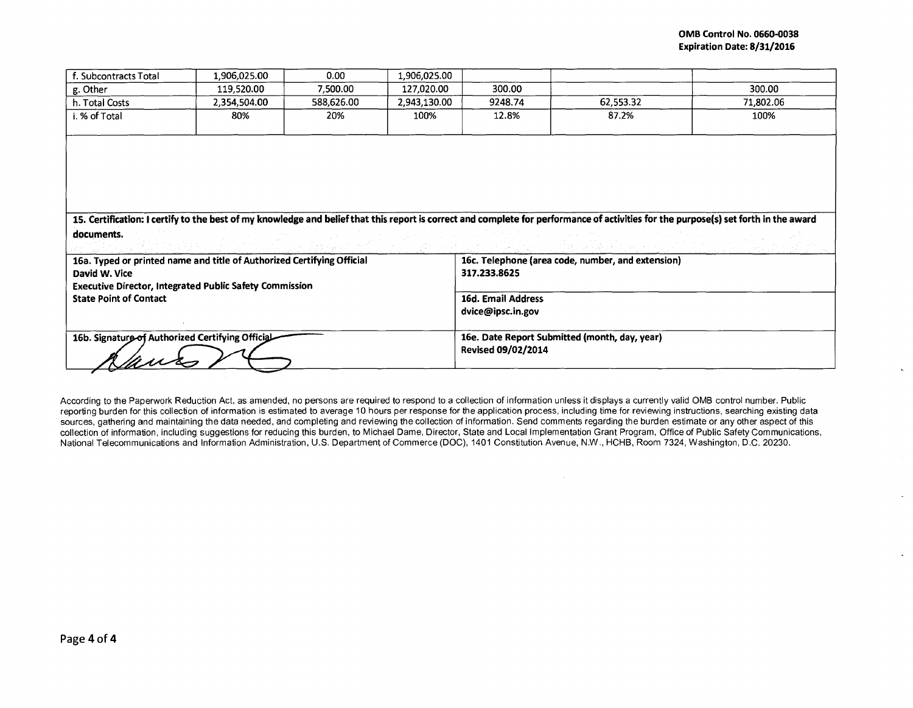OMB Control No. 0660-0038
Expiration Date: 8/31/2016

| | | | | | | |
|---|---|---|---|---|---|---|
| f. Subcontracts Total | 1,906,025.00 | 0.00 | 1,906,025.00 | | | |
| g. Other | 119,520.00 | 7,500.00 | 127,020.00 | 300.00 | | 300.00 |
| h. Total Costs | 2,354,504.00 | 588,626.00 | 2,943,130.00 | 9248.74 | 62,553.32 | 71,802.06 |
| i. % of Total | 80% | 20% | 100% | 12.8% | 87.2% | 100% |

**15. Certification: I certify to the best of my knowledge and belief that this report is correct and complete for performance of activities for the purpose(s) set forth in the award documents.**

| | |
|---|---|
| **16a. Typed or printed name and title of Authorized Certifying Official**<br>**David W. Vice**<br>**Executive Director, Integrated Public Safety Commission**<br>**State Point of Contact** | **16c. Telephone (area code, number, and extension)**<br>**317.233.8625** |
| | **16d. Email Address**<br>**dvice@ipsc.in.gov** |
| **16b. Signature of Authorized Certifying Official** | **16e. Date Report Submitted (month, day, year)**<br>**Revised 09/02/2014** |

According to the Paperwork Reduction Act, as amended, no persons are required to respond to a collection of information unless it displays a currently valid OMB control number. Public reporting burden for this collection of information is estimated to average 10 hours per response for the application process, including time for reviewing instructions, searching existing data sources, gathering and maintaining the data needed, and completing and reviewing the collection of information. Send comments regarding the burden estimate or any other aspect of this collection of information, including suggestions for reducing this burden, to Michael Dame, Director, State and Local Implementation Grant Program, Office of Public Safety Communications, National Telecommunications and Information Administration, U.S. Department of Commerce (DOC), 1401 Constitution Avenue, N.W., HCHB, Room 7324, Washington, D.C. 20230.